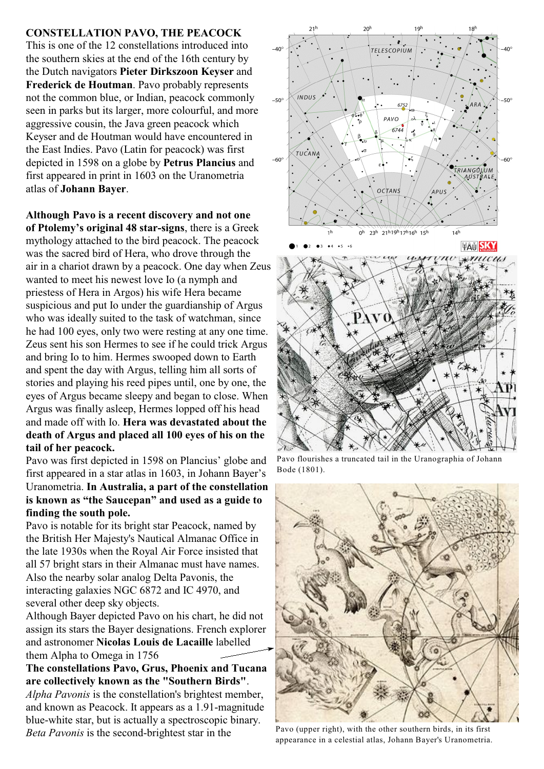## CONSTELLATION PAVO, THE PEACOCK

This is one of the 12 constellations introduced into the southern skies at the end of the 16th century by the Dutch navigators **Pieter Dirkszoon Keyser** and **Frederick de Houtman**. Pavo probably represents not the common blue, or Indian, peacock commonly seen in parks but its larger, more colourful, and more aggressive cousin, the Java green peacock which Keyser and de Houtman would have encountered in the East Indies. Pavo (Latin for peacock) was first depicted in 1598 on a globe by **Petrus Plancius** and first appeared in print in 1603 on the Uranometria atlas of **Johann Bayer**.

**Although Pavo is a recent discovery and not one of Ptolemy's original 48 star-signs**, there is a Greek mythology attached to the bird peacock. The peacock was the sacred bird of Hera, who drove through the air in a chariot drawn by a peacock. One day when Zeus wanted to meet his newest love Io (a nymph and priestess of Hera in Argos) his wife Hera became suspicious and put Io under the guardianship of Argus who was ideally suited to the task of watchman, since he had 100 eyes, only two were resting at any one time. Zeus sent his son Hermes to see if he could trick Argus and bring Io to him. Hermes swooped down to Earth and spent the day with Argus, telling him all sorts of stories and playing his reed pipes until, one by one, the eyes of Argus became sleepy and began to close. When Argus was finally asleep, Hermes lopped off his head and made off with Io. **Hera was devastated about the death of Argus and placed all 100 eyes of his on the tail of her peacock.**

Pavo was first depicted in 1598 on Plancius' globe and first appeared in a star atlas in 1603, in Johann Bayer's Uranometria. **In Australia, a part of the constellation is known as "the Saucepan" and used as a guide to finding the south pole.**

Pavo is notable for its bright star Peacock, named by the British Her Majesty's Nautical Almanac Office in the late 1930s when the Royal Air Force insisted that all 57 bright stars in their Almanac must have names. Also the nearby solar analog Delta Pavonis, the interacting galaxies NGC 6872 and IC 4970, and several other deep sky objects.

Although Bayer depicted Pavo on his chart, he did not assign its stars the Bayer designations. French explorer and astronomer **Nicolas Louis de Lacaille** labelled them Alpha to Omega in 1756

**The constellations Pavo, Grus, Phoenix and Tucana are collectively known as the "Southern Birds".**

*Alpha Pavonis* is the constellation's brightest member, and known as Peacock. It appears as a 1.91-magnitude blue-white star, but is actually a spectroscopic binary. *Beta Pavonis* is the second-brightest star in the

Pavo flourishes a truncated tail in the Uranographia of Johann Bode (1801).

Pavo (upper right), with the other southern birds, in its first appearance in a celestial atlas, Johann Bayer's Uranometria.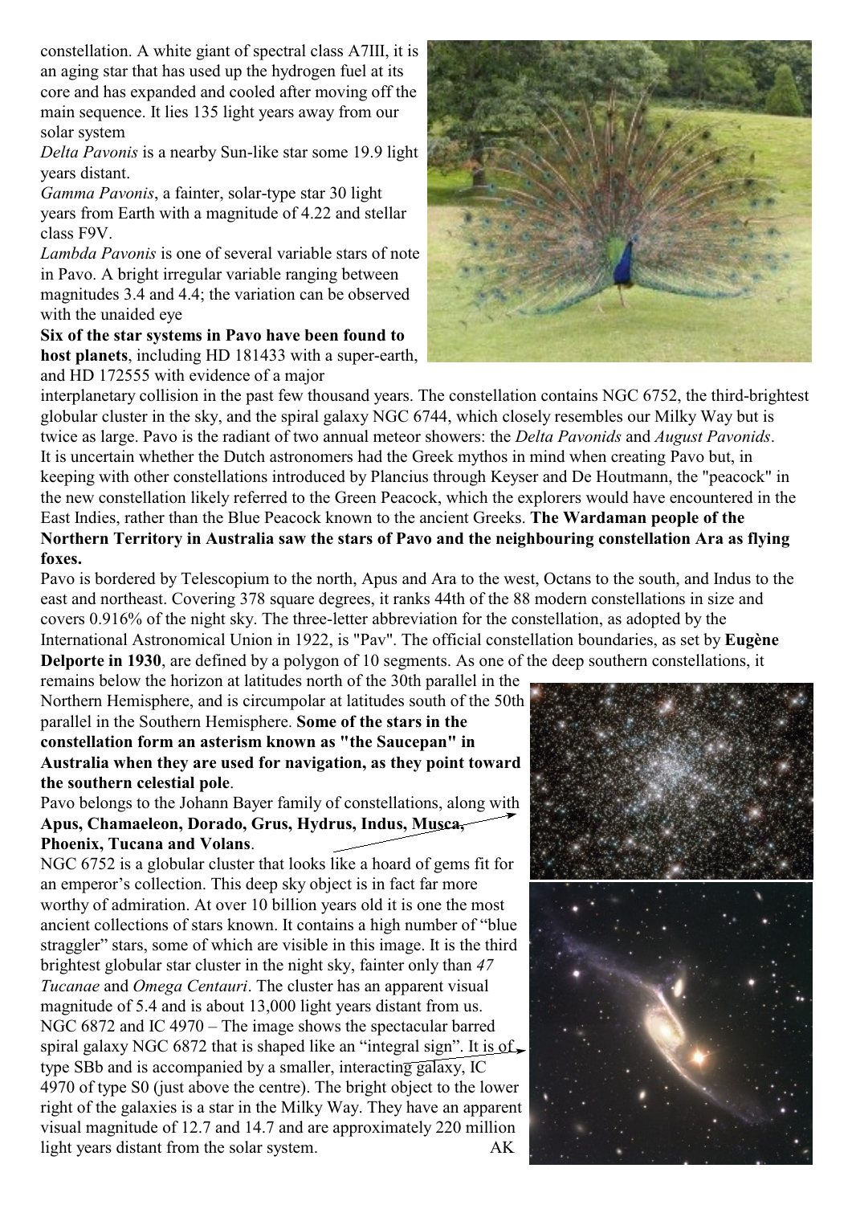constellation. A white giant of spectral class A7III, it is an aging star that has used up the hydrogen fuel at its core and has expanded and cooled after moving off the main sequence. It lies 135 light years away from our solar system

*Delta Pavonis* is a nearby Sun-like star some 19.9 light years distant.

*Gamma Pavonis*, a fainter, solar-type star 30 light years from Earth with a magnitude of 4.22 and stellar class F9V.

*Lambda Pavonis* is one of several variable stars of note in Pavo. A bright irregular variable ranging between magnitudes 3.4 and 4.4; the variation can be observed with the unaided eye

**Six of the star systems in Pavo have been found to host planets**, including HD 181433 with a super-earth, and HD 172555 with evidence of a major interplanetary collision in the past few thousand years. The constellation contains NGC 6752, the third-brightest globular cluster in the sky, and the spiral galaxy NGC 6744, which closely resembles our Milky Way but is twice as large. Pavo is the radiant of two annual meteor showers: the *Delta Pavonids* and *August Pavonids*. It is uncertain whether the Dutch astronomers had the Greek mythos in mind when creating Pavo but, in keeping with other constellations introduced by Plancius through Keyser and De Houtmann, the "peacock" in the new constellation likely referred to the Green Peacock, which the explorers would have encountered in the East Indies, rather than the Blue Peacock known to the ancient Greeks. **The Wardaman people of the Northern Territory in Australia saw the stars of Pavo and the neighbouring constellation Ara as flying foxes.**

Pavo is bordered by Telescopium to the north, Apus and Ara to the west, Octans to the south, and Indus to the east and northeast. Covering 378 square degrees, it ranks 44th of the 88 modern constellations in size and covers 0.916% of the night sky. The three-letter abbreviation for the constellation, as adopted by the International Astronomical Union in 1922, is "Pav". The official constellation boundaries, as set by **Eugène Delporte in 1930**, are defined by a polygon of 10 segments. As one of the deep southern constellations, it remains below the horizon at latitudes north of the 30th parallel in the Northern Hemisphere, and is circumpolar at latitudes south of the 50th parallel in the Southern Hemisphere. **Some of the stars in the constellation form an asterism known as "the Saucepan" in Australia when they are used for navigation, as they point toward the southern celestial pole**.

Pavo belongs to the Johann Bayer family of constellations, along with **Apus, Chamaeleon, Dorado, Grus, Hydrus, Indus, Musca, Phoenix, Tucana and Volans**.

NGC 6752 is a globular cluster that looks like a hoard of gems fit for an emperor's collection. This deep sky object is in fact far more worthy of admiration. At over 10 billion years old it is one the most ancient collections of stars known. It contains a high number of "blue straggler" stars, some of which are visible in this image. It is the third brightest globular star cluster in the night sky, fainter only than *47 Tucanae* and *Omega Centauri*. The cluster has an apparent visual magnitude of 5.4 and is about 13,000 light years distant from us.

NGC 6872 and IC 4970 – The image shows the spectacular barred spiral galaxy NGC 6872 that is shaped like an "integral sign". It is of type SBb and is accompanied by a smaller, interacting galaxy, IC 4970 of type S0 (just above the centre). The bright object to the lower right of the galaxies is a star in the Milky Way. They have an apparent visual magnitude of 12.7 and 14.7 and are approximately 220 million light years distant from the solar system. AK